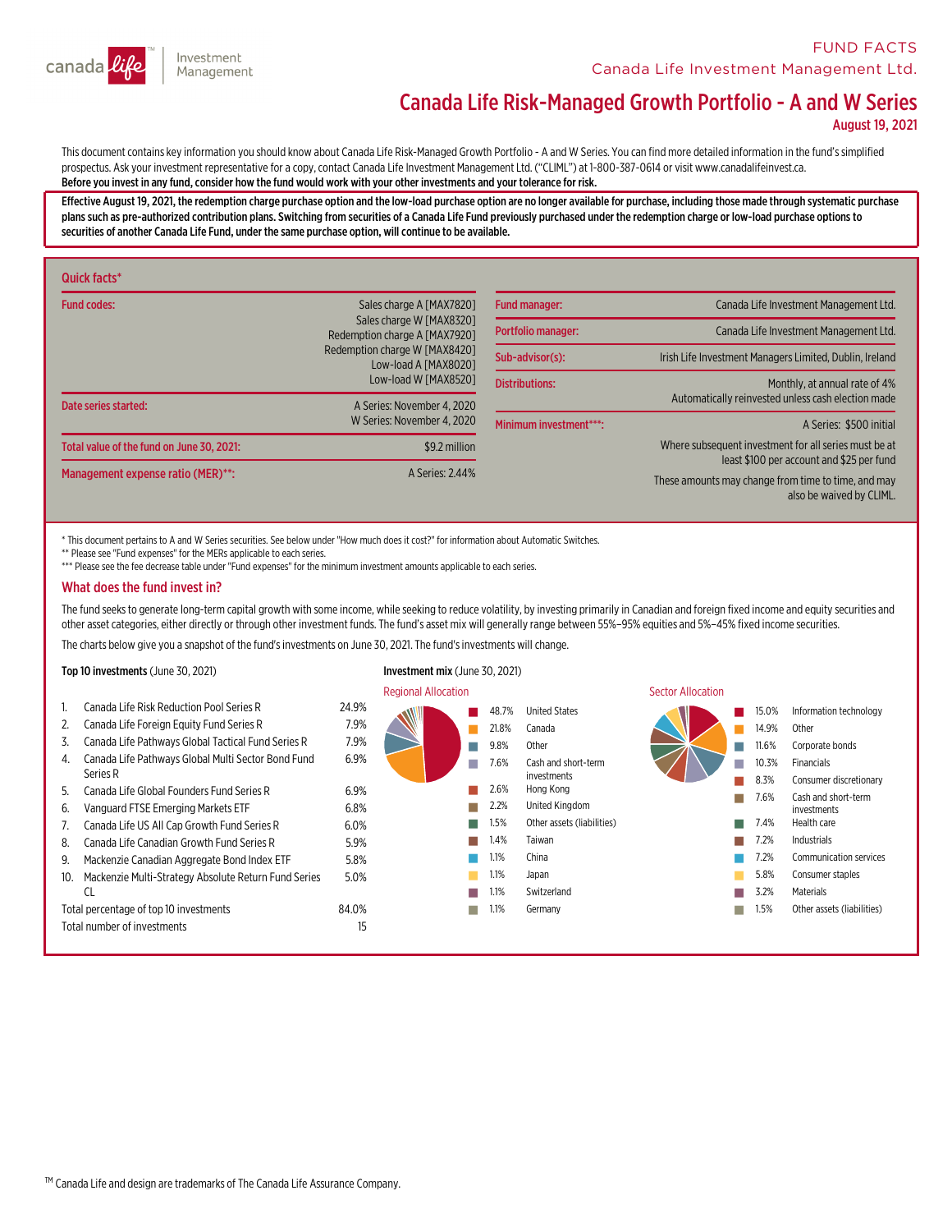FUND FACTS
Canada Life Investment Management Ltd.

# Canada Life Risk-Managed Growth Portfolio - A and W Series

**August 19, 2021**

This document contains key information you should know about Canada Life Risk-Managed Growth Portfolio - A and W Series. You can find more detailed information in the fund's simplified prospectus. Ask your investment representative for a copy, contact Canada Life Investment Management Ltd. ("CLIML") at 1-800-387-0614 or visit www.canadalifeinvest.ca.
**Before you invest in any fund, consider how the fund would work with your other investments and your tolerance for risk.**

**Effective August 19, 2021, the redemption charge purchase option and the low-load purchase option are no longer available for purchase, including those made through systematic purchase plans such as pre-authorized contribution plans. Switching from securities of a Canada Life Fund previously purchased under the redemption charge or low-load purchase options to securities of another Canada Life Fund, under the same purchase option, will continue to be available.**

## Quick facts*

| | |
|---|---|
| **Fund codes:** | Sales charge A [MAX7820]<br>Sales charge W [MAX8320]<br>Redemption charge A [MAX7920]<br>Redemption charge W [MAX8420]<br>Low-load A [MAX8020]<br>Low-load W [MAX8520] |
| **Date series started:** | A Series: November 4, 2020<br>W Series: November 4, 2020 |
| **Total value of the fund on June 30, 2021:** | $9.2 million |
| **Management expense ratio (MER)**:** | A Series: 2.44% |

| | |
|---|---|
| **Fund manager:** | Canada Life Investment Management Ltd. |
| **Portfolio manager:** | Canada Life Investment Management Ltd. |
| **Sub-advisor(s):** | Irish Life Investment Managers Limited, Dublin, Ireland |
| **Distributions:** | Monthly, at annual rate of 4%<br>Automatically reinvested unless cash election made |
| **Minimum investment***:** | A Series: $500 initial<br>Where subsequent investment for all series must be at least $100 per account and $25 per fund<br>These amounts may change from time to time, and may also be waived by CLIML. |

\* This document pertains to A and W Series securities. See below under "How much does it cost?" for information about Automatic Switches.
** Please see "Fund expenses" for the MERs applicable to each series.
*** Please see the fee decrease table under "Fund expenses" for the minimum investment amounts applicable to each series.

## What does the fund invest in?

The fund seeks to generate long-term capital growth with some income, while seeking to reduce volatility, by investing primarily in Canadian and foreign fixed income and equity securities and other asset categories, either directly or through other investment funds. The fund's asset mix will generally range between 55%–95% equities and 5%–45% fixed income securities.

The charts below give you a snapshot of the fund's investments on June 30, 2021. The fund's investments will change.

**Top 10 investments** (June 30, 2021)

| | | |
|---|---|---|
| 1. | Canada Life Risk Reduction Pool Series R | 24.9% |
| 2. | Canada Life Foreign Equity Fund Series R | 7.9% |
| 3. | Canada Life Pathways Global Tactical Fund Series R | 7.9% |
| 4. | Canada Life Pathways Global Multi Sector Bond Fund Series R | 6.9% |
| 5. | Canada Life Global Founders Fund Series R | 6.9% |
| 6. | Vanguard FTSE Emerging Markets ETF | 6.8% |
| 7. | Canada Life US All Cap Growth Fund Series R | 6.0% |
| 8. | Canada Life Canadian Growth Fund Series R | 5.9% |
| 9. | Mackenzie Canadian Aggregate Bond Index ETF | 5.8% |
| 10. | Mackenzie Multi-Strategy Absolute Return Fund Series CL | 5.0% |
| | Total percentage of top 10 investments | 84.0% |
| | Total number of investments | 15 |

**Investment mix** (June 30, 2021)

**Regional Allocation**

| | |
|---|---|
| 48.7% | United States |
| 21.8% | Canada |
| 9.8% | Other |
| 7.6% | Cash and short-term investments |
| 2.6% | Hong Kong |
| 2.2% | United Kingdom |
| 1.5% | Other assets (liabilities) |
| 1.4% | Taiwan |
| 1.1% | China |
| 1.1% | Japan |
| 1.1% | Switzerland |
| 1.1% | Germany |

**Sector Allocation**

| | |
|---|---|
| 15.0% | Information technology |
| 14.9% | Other |
| 11.6% | Corporate bonds |
| 10.3% | Financials |
| 8.3% | Consumer discretionary |
| 7.6% | Cash and short-term investments |
| 7.4% | Health care |
| 7.2% | Industrials |
| 7.2% | Communication services |
| 5.8% | Consumer staples |
| 3.2% | Materials |
| 1.5% | Other assets (liabilities) |

TM Canada Life and design are trademarks of The Canada Life Assurance Company.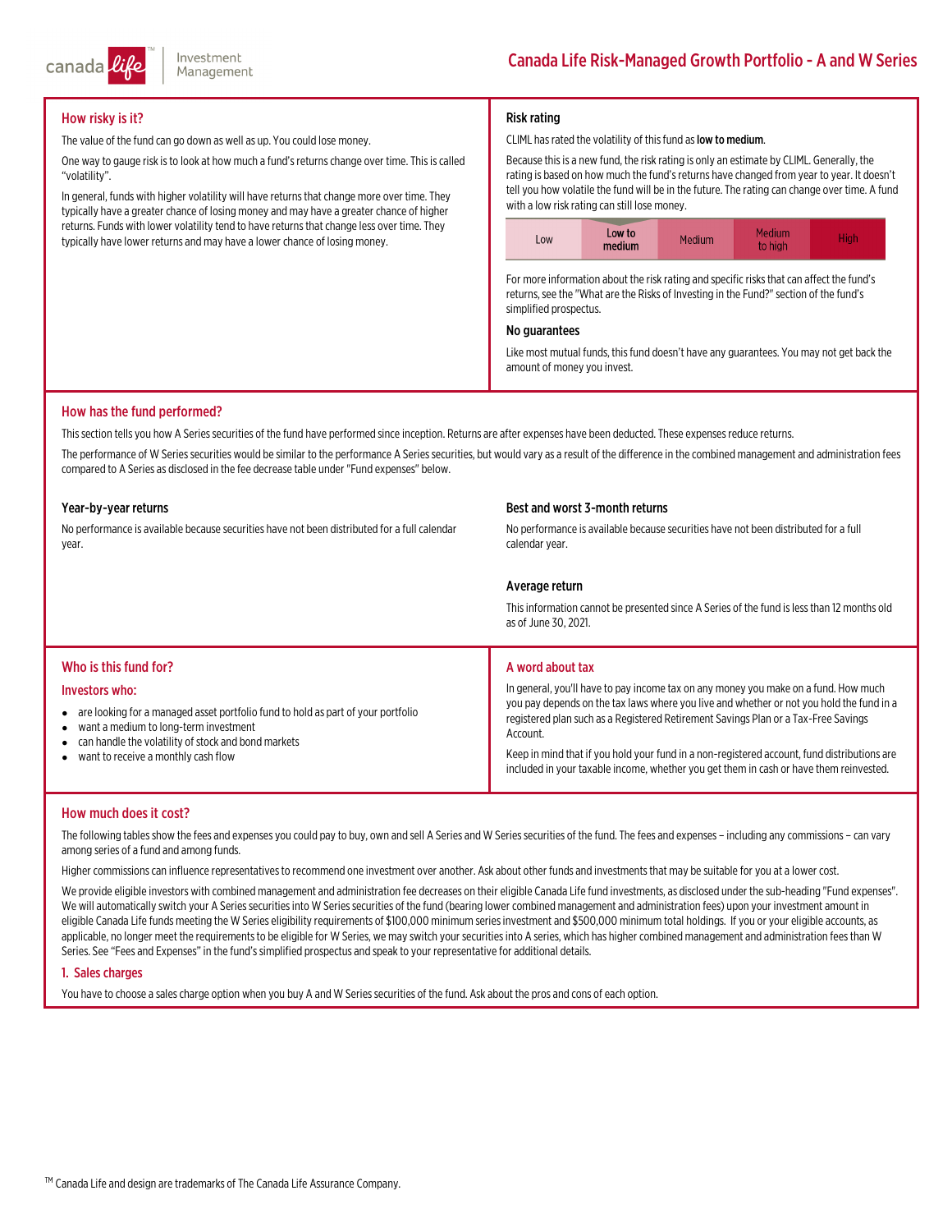# Canada Life Risk-Managed Growth Portfolio - A and W Series

## How risky is it?

The value of the fund can go down as well as up. You could lose money.

One way to gauge risk is to look at how much a fund's returns change over time. This is called "volatility".

In general, funds with higher volatility will have returns that change more over time. They typically have a greater chance of losing money and may have a greater chance of higher returns. Funds with lower volatility tend to have returns that change less over time. They typically have lower returns and may have a lower chance of losing money.

### Risk rating

CLIML has rated the volatility of this fund as **low to medium**.

Because this is a new fund, the risk rating is only an estimate by CLIML. Generally, the rating is based on how much the fund's returns have changed from year to year. It doesn't tell you how volatile the fund will be in the future. The rating can change over time. A fund with a low risk rating can still lose money.

| Low | **Low to medium** | Medium | Medium to high | High |
|---|---|---|---|---|

For more information about the risk rating and specific risks that can affect the fund's returns, see the "What are the Risks of Investing in the Fund?" section of the fund's simplified prospectus.

### No guarantees

Like most mutual funds, this fund doesn't have any guarantees. You may not get back the amount of money you invest.

## How has the fund performed?

This section tells you how A Series securities of the fund have performed since inception. Returns are after expenses have been deducted. These expenses reduce returns.

The performance of W Series securities would be similar to the performance A Series securities, but would vary as a result of the difference in the combined management and administration fees compared to A Series as disclosed in the fee decrease table under "Fund expenses" below.

### Year-by-year returns

No performance is available because securities have not been distributed for a full calendar year.

### Best and worst 3-month returns

No performance is available because securities have not been distributed for a full calendar year.

### Average return

This information cannot be presented since A Series of the fund is less than 12 months old as of June 30, 2021.

## Who is this fund for?

### Investors who:

- are looking for a managed asset portfolio fund to hold as part of your portfolio
- want a medium to long-term investment
- can handle the volatility of stock and bond markets
- want to receive a monthly cash flow

## A word about tax

In general, you'll have to pay income tax on any money you make on a fund. How much you pay depends on the tax laws where you live and whether or not you hold the fund in a registered plan such as a Registered Retirement Savings Plan or a Tax-Free Savings Account.

Keep in mind that if you hold your fund in a non-registered account, fund distributions are included in your taxable income, whether you get them in cash or have them reinvested.

## How much does it cost?

The following tables show the fees and expenses you could pay to buy, own and sell A Series and W Series securities of the fund. The fees and expenses – including any commissions – can vary among series of a fund and among funds.

Higher commissions can influence representatives to recommend one investment over another. Ask about other funds and investments that may be suitable for you at a lower cost.

We provide eligible investors with combined management and administration fee decreases on their eligible Canada Life fund investments, as disclosed under the sub-heading "Fund expenses". We will automatically switch your A Series securities into W Series securities of the fund (bearing lower combined management and administration fees) upon your investment amount in eligible Canada Life funds meeting the W Series eligibility requirements of $100,000 minimum series investment and $500,000 minimum total holdings. If you or your eligible accounts, as applicable, no longer meet the requirements to be eligible for W Series, we may switch your securities into A series, which has higher combined management and administration fees than W Series. See "Fees and Expenses" in the fund's simplified prospectus and speak to your representative for additional details.

### 1. Sales charges

You have to choose a sales charge option when you buy A and W Series securities of the fund. Ask about the pros and cons of each option.

TM Canada Life and design are trademarks of The Canada Life Assurance Company.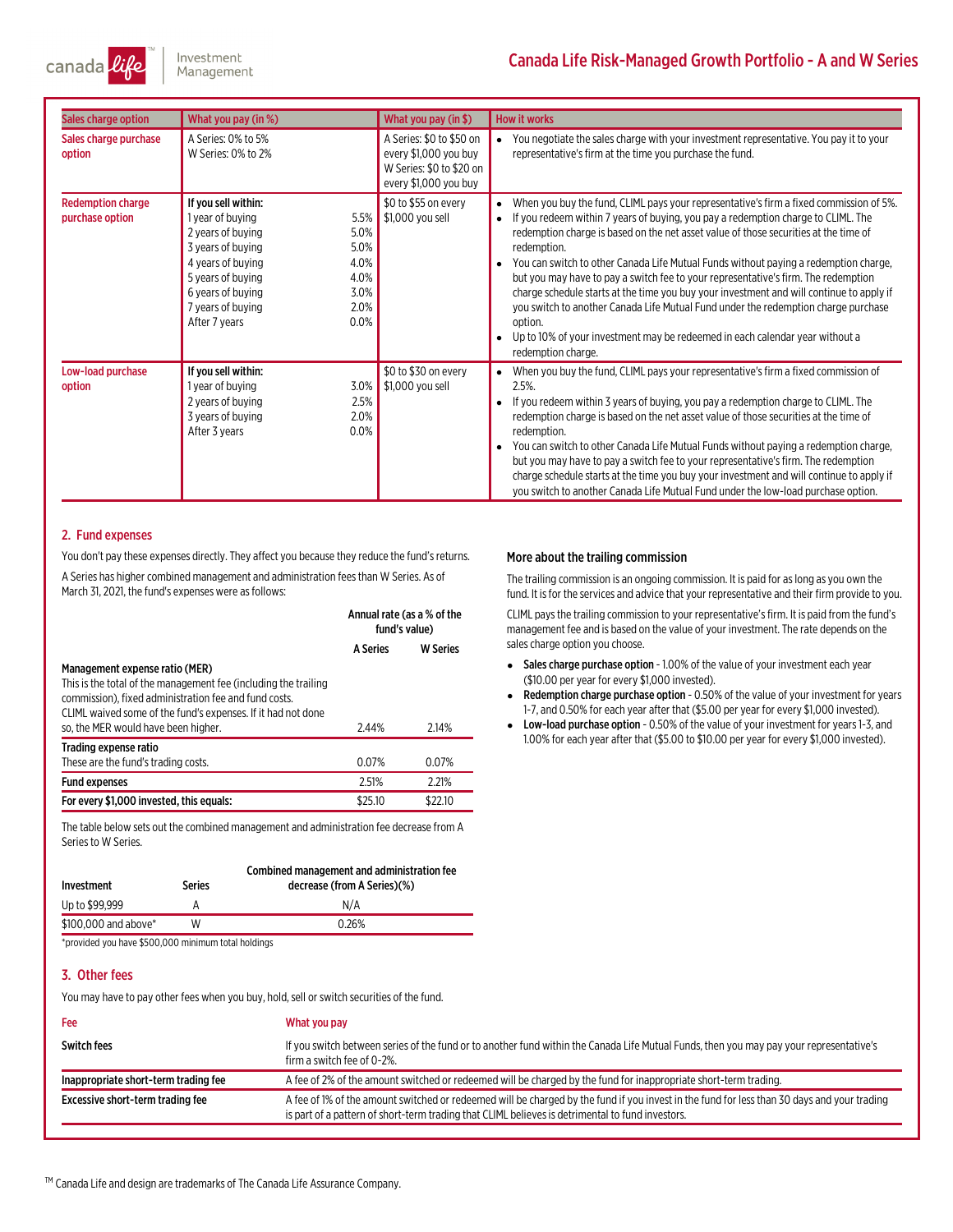| Sales charge option | What you pay (in %) | | What you pay (in $) | How it works |
|---|---|---|---|---|
| Sales charge purchase option | A Series: 0% to 5%<br>W Series: 0% to 2% | | A Series: $0 to $50 on every $1,000 you buy<br>W Series: $0 to $20 on every $1,000 you buy | • You negotiate the sales charge with your investment representative. You pay it to your representative's firm at the time you purchase the fund. |
| Redemption charge purchase option | **If you sell within:**<br>1 year of buying<br>2 years of buying<br>3 years of buying<br>4 years of buying<br>5 years of buying<br>6 years of buying<br>7 years of buying<br>After 7 years | <br>5.5%<br>5.0%<br>5.0%<br>4.0%<br>4.0%<br>3.0%<br>2.0%<br>0.0% | $0 to $55 on every $1,000 you sell | • When you buy the fund, CLIML pays your representative's firm a fixed commission of 5%.<br>• If you redeem within 7 years of buying, you pay a redemption charge to CLIML. The redemption charge is based on the net asset value of those securities at the time of redemption.<br>• You can switch to other Canada Life Mutual Funds without paying a redemption charge, but you may have to pay a switch fee to your representative's firm. The redemption charge schedule starts at the time you buy your investment and will continue to apply if you switch to another Canada Life Mutual Fund under the redemption charge purchase option.<br>• Up to 10% of your investment may be redeemed in each calendar year without a redemption charge. |
| Low-load purchase option | **If you sell within:**<br>1 year of buying<br>2 years of buying<br>3 years of buying<br>After 3 years | <br>3.0%<br>2.5%<br>2.0%<br>0.0% | $0 to $30 on every $1,000 you sell | • When you buy the fund, CLIML pays your representative's firm a fixed commission of 2.5%.<br>• If you redeem within 3 years of buying, you pay a redemption charge to CLIML. The redemption charge is based on the net asset value of those securities at the time of redemption.<br>• You can switch to other Canada Life Mutual Funds without paying a redemption charge, but you may have to pay a switch fee to your representative's firm. The redemption charge schedule starts at the time you buy your investment and will continue to apply if you switch to another Canada Life Mutual Fund under the low-load purchase option. |

## 2. Fund expenses

You don't pay these expenses directly. They affect you because they reduce the fund's returns.

A Series has higher combined management and administration fees than W Series. As of March 31, 2021, the fund's expenses were as follows:

| | Annual rate (as a % of the fund's value) | |
|---|---|---|
| | **A Series** | **W Series** |
| **Management expense ratio (MER)**<br>This is the total of the management fee (including the trailing commission), fixed administration fee and fund costs. CLIML waived some of the fund's expenses. If it had not done so, the MER would have been higher. | 2.44% | 2.14% |
| **Trading expense ratio**<br>These are the fund's trading costs. | 0.07% | 0.07% |
| **Fund expenses** | 2.51% | 2.21% |
| **For every $1,000 invested, this equals:** | $25.10 | $22.10 |

The table below sets out the combined management and administration fee decrease from A Series to W Series.

| Investment | Series | Combined management and administration fee decrease (from A Series)(%) |
|---|---|---|
| Up to $99,999 | A | N/A |
| $100,000 and above* | W | 0.26% |

*provided you have $500,000 minimum total holdings

### More about the trailing commission

The trailing commission is an ongoing commission. It is paid for as long as you own the fund. It is for the services and advice that your representative and their firm provide to you.

CLIML pays the trailing commission to your representative's firm. It is paid from the fund's management fee and is based on the value of your investment. The rate depends on the sales charge option you choose.

- **Sales charge purchase option** - 1.00% of the value of your investment each year ($10.00 per year for every $1,000 invested).
- **Redemption charge purchase option** - 0.50% of the value of your investment for years 1-7, and 0.50% for each year after that ($5.00 per year for every $1,000 invested).
- **Low-load purchase option** - 0.50% of the value of your investment for years 1-3, and 1.00% for each year after that ($5.00 to $10.00 per year for every $1,000 invested).

## 3. Other fees

You may have to pay other fees when you buy, hold, sell or switch securities of the fund.

| Fee | What you pay |
|---|---|
| **Switch fees** | If you switch between series of the fund or to another fund within the Canada Life Mutual Funds, then you may pay your representative's firm a switch fee of 0-2%. |
| **Inappropriate short-term trading fee** | A fee of 2% of the amount switched or redeemed will be charged by the fund for inappropriate short-term trading. |
| **Excessive short-term trading fee** | A fee of 1% of the amount switched or redeemed will be charged by the fund if you invest in the fund for less than 30 days and your trading is part of a pattern of short-term trading that CLIML believes is detrimental to fund investors. |

TM Canada Life and design are trademarks of The Canada Life Assurance Company.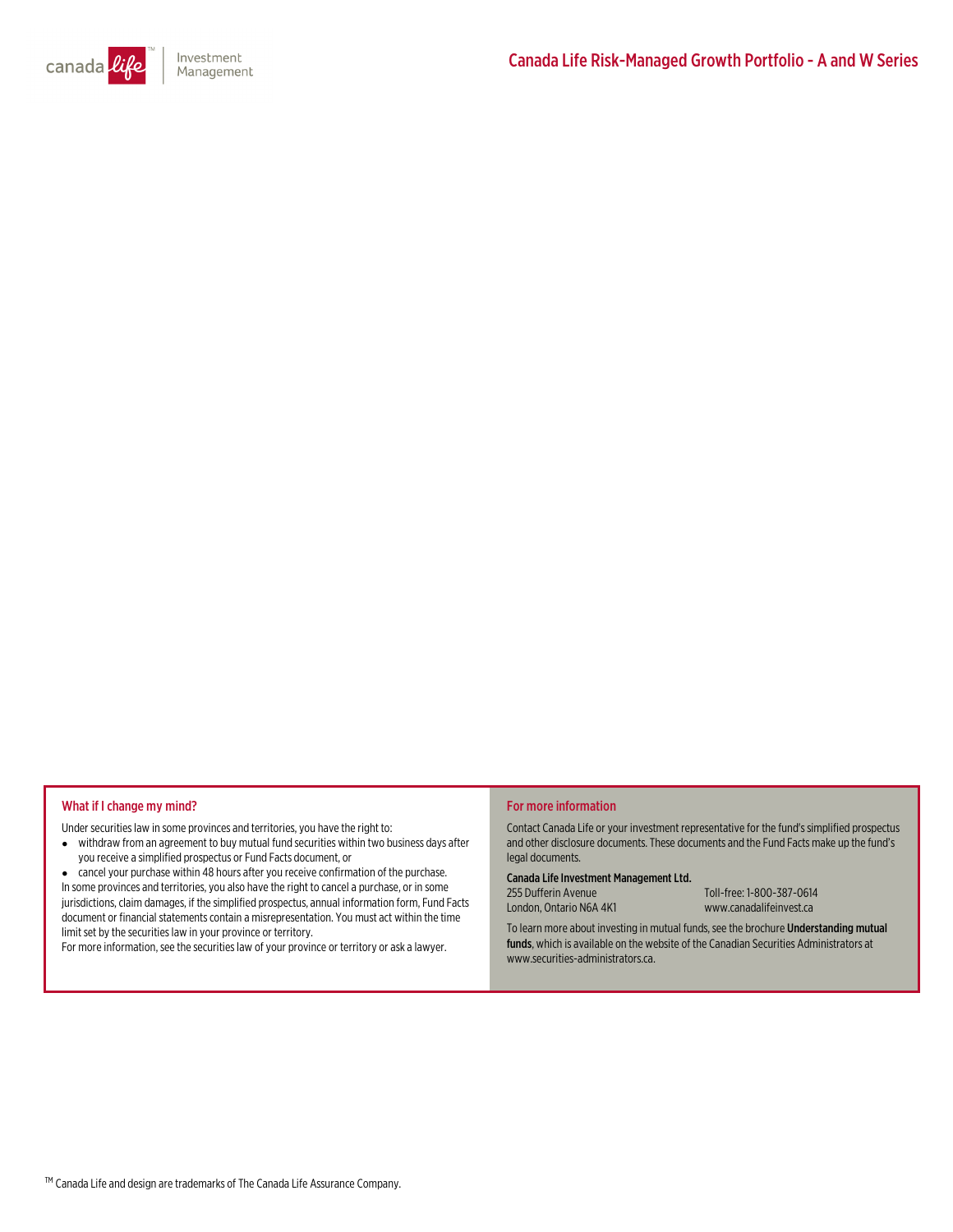## What if I change my mind?

Under securities law in some provinces and territories, you have the right to:

- withdraw from an agreement to buy mutual fund securities within two business days after you receive a simplified prospectus or Fund Facts document, or
- cancel your purchase within 48 hours after you receive confirmation of the purchase.

In some provinces and territories, you also have the right to cancel a purchase, or in some jurisdictions, claim damages, if the simplified prospectus, annual information form, Fund Facts document or financial statements contain a misrepresentation. You must act within the time limit set by the securities law in your province or territory.

For more information, see the securities law of your province or territory or ask a lawyer.

## For more information

Contact Canada Life or your investment representative for the fund's simplified prospectus and other disclosure documents. These documents and the Fund Facts make up the fund's legal documents.

**Canada Life Investment Management Ltd.**
255 Dufferin Avenue
London, Ontario N6A 4K1

Toll-free: 1-800-387-0614
www.canadalifeinvest.ca

To learn more about investing in mutual funds, see the brochure **Understanding mutual funds**, which is available on the website of the Canadian Securities Administrators at www.securities-administrators.ca.

TM Canada Life and design are trademarks of The Canada Life Assurance Company.